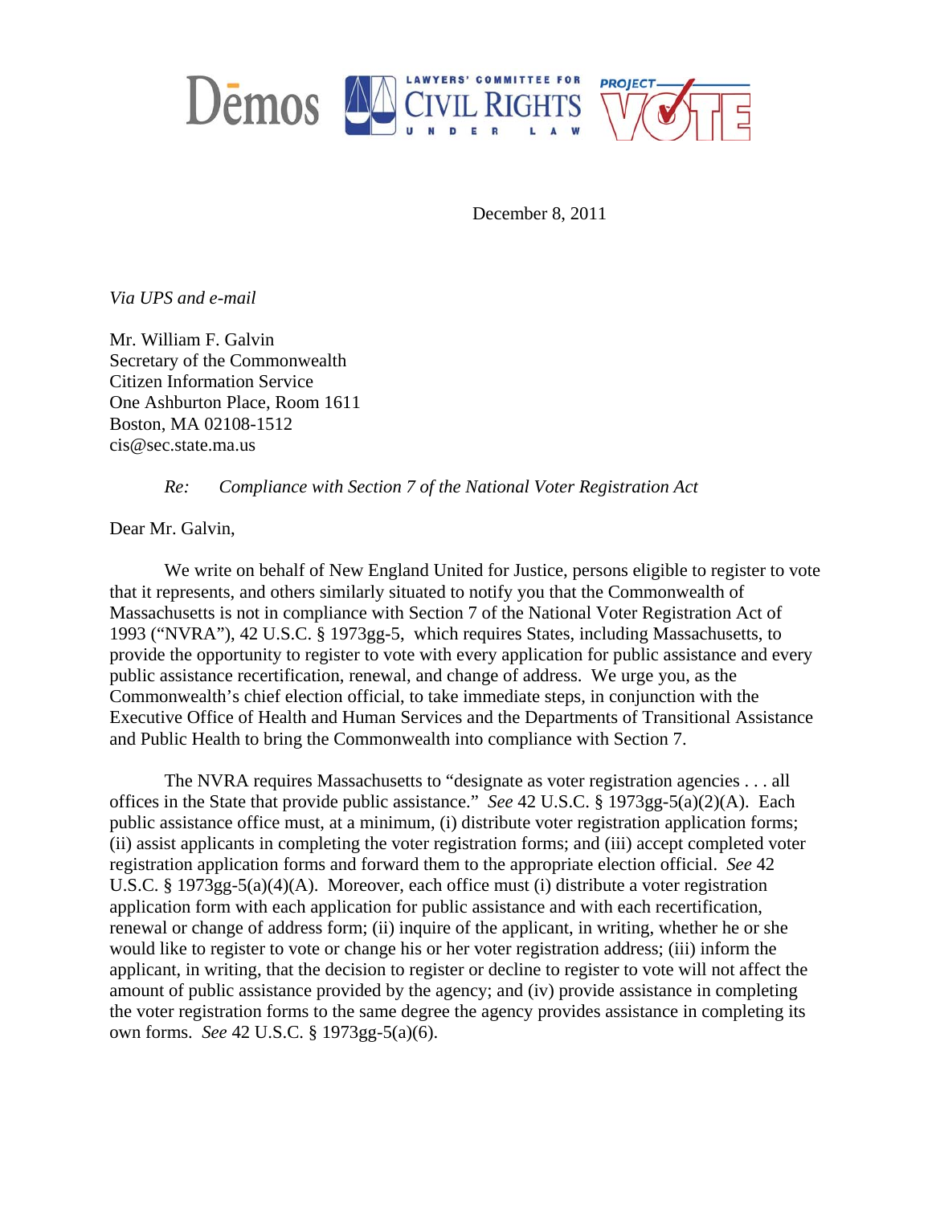Dēmos | LAWYERS' COMMITTEE FOR CIVIL RIGHTS UNDER LAW | PROJECT VOTE

December 8, 2011

*Via UPS and e-mail*

Mr. William F. Galvin
Secretary of the Commonwealth
Citizen Information Service
One Ashburton Place, Room 1611
Boston, MA 02108-1512
cis@sec.state.ma.us

*Re: Compliance with Section 7 of the National Voter Registration Act*

Dear Mr. Galvin,

We write on behalf of New England United for Justice, persons eligible to register to vote that it represents, and others similarly situated to notify you that the Commonwealth of Massachusetts is not in compliance with Section 7 of the National Voter Registration Act of 1993 ("NVRA"), 42 U.S.C. § 1973gg-5, which requires States, including Massachusetts, to provide the opportunity to register to vote with every application for public assistance and every public assistance recertification, renewal, and change of address. We urge you, as the Commonwealth's chief election official, to take immediate steps, in conjunction with the Executive Office of Health and Human Services and the Departments of Transitional Assistance and Public Health to bring the Commonwealth into compliance with Section 7.

The NVRA requires Massachusetts to "designate as voter registration agencies . . . all offices in the State that provide public assistance." *See* 42 U.S.C. § 1973gg-5(a)(2)(A). Each public assistance office must, at a minimum, (i) distribute voter registration application forms; (ii) assist applicants in completing the voter registration forms; and (iii) accept completed voter registration application forms and forward them to the appropriate election official. *See* 42 U.S.C. § 1973gg-5(a)(4)(A). Moreover, each office must (i) distribute a voter registration application form with each application for public assistance and with each recertification, renewal or change of address form; (ii) inquire of the applicant, in writing, whether he or she would like to register to vote or change his or her voter registration address; (iii) inform the applicant, in writing, that the decision to register or decline to register to vote will not affect the amount of public assistance provided by the agency; and (iv) provide assistance in completing the voter registration forms to the same degree the agency provides assistance in completing its own forms. *See* 42 U.S.C. § 1973gg-5(a)(6).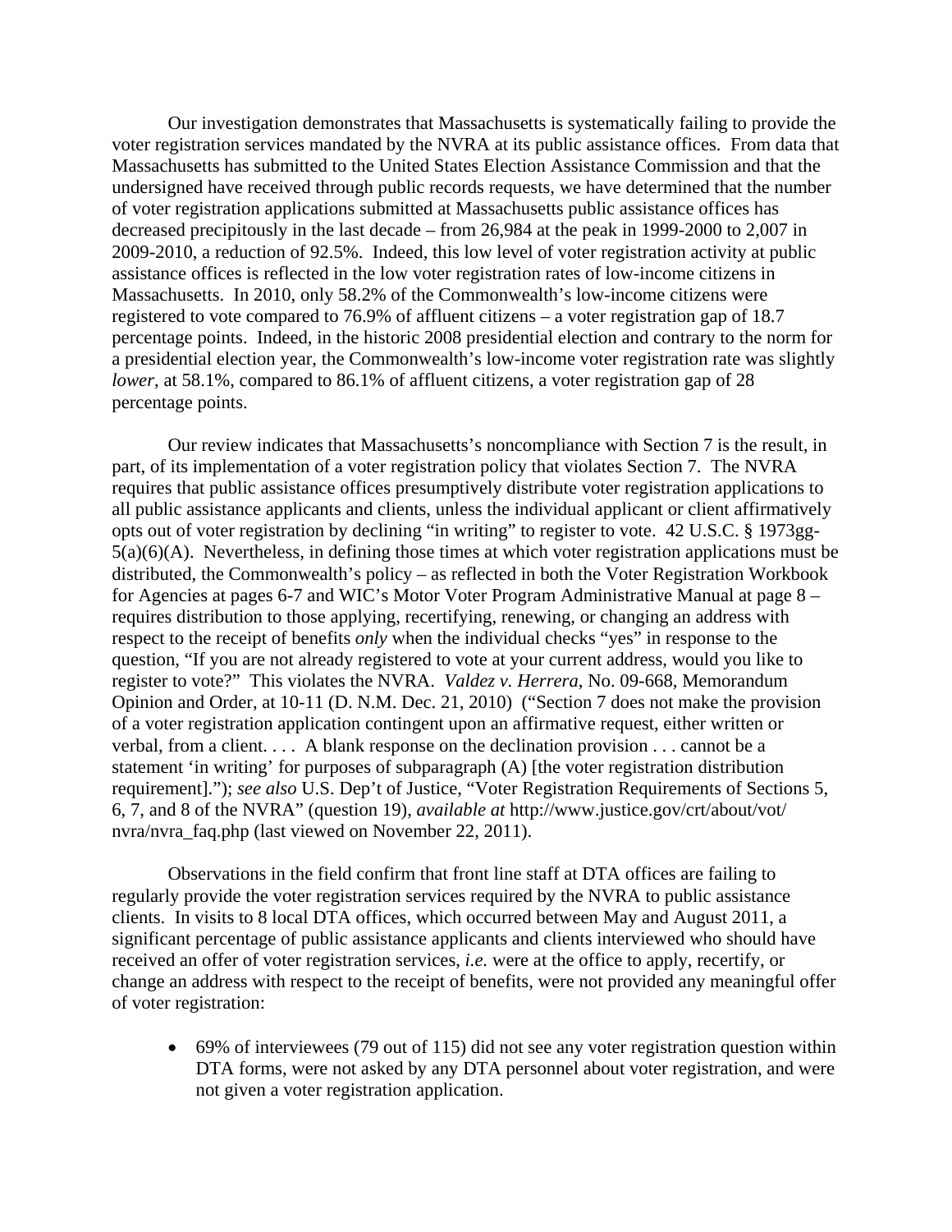Our investigation demonstrates that Massachusetts is systematically failing to provide the voter registration services mandated by the NVRA at its public assistance offices. From data that Massachusetts has submitted to the United States Election Assistance Commission and that the undersigned have received through public records requests, we have determined that the number of voter registration applications submitted at Massachusetts public assistance offices has decreased precipitously in the last decade – from 26,984 at the peak in 1999-2000 to 2,007 in 2009-2010, a reduction of 92.5%. Indeed, this low level of voter registration activity at public assistance offices is reflected in the low voter registration rates of low-income citizens in Massachusetts. In 2010, only 58.2% of the Commonwealth's low-income citizens were registered to vote compared to 76.9% of affluent citizens – a voter registration gap of 18.7 percentage points. Indeed, in the historic 2008 presidential election and contrary to the norm for a presidential election year, the Commonwealth's low-income voter registration rate was slightly *lower*, at 58.1%, compared to 86.1% of affluent citizens, a voter registration gap of 28 percentage points.

Our review indicates that Massachusetts's noncompliance with Section 7 is the result, in part, of its implementation of a voter registration policy that violates Section 7. The NVRA requires that public assistance offices presumptively distribute voter registration applications to all public assistance applicants and clients, unless the individual applicant or client affirmatively opts out of voter registration by declining "in writing" to register to vote. 42 U.S.C. § 1973gg-5(a)(6)(A). Nevertheless, in defining those times at which voter registration applications must be distributed, the Commonwealth's policy – as reflected in both the Voter Registration Workbook for Agencies at pages 6-7 and WIC's Motor Voter Program Administrative Manual at page 8 – requires distribution to those applying, recertifying, renewing, or changing an address with respect to the receipt of benefits *only* when the individual checks "yes" in response to the question, "If you are not already registered to vote at your current address, would you like to register to vote?" This violates the NVRA. *Valdez v. Herrera*, No. 09-668, Memorandum Opinion and Order, at 10-11 (D. N.M. Dec. 21, 2010) ("Section 7 does not make the provision of a voter registration application contingent upon an affirmative request, either written or verbal, from a client. . . . A blank response on the declination provision . . . cannot be a statement 'in writing' for purposes of subparagraph (A) [the voter registration distribution requirement]."); *see also* U.S. Dep't of Justice, "Voter Registration Requirements of Sections 5, 6, 7, and 8 of the NVRA" (question 19), *available at* http://www.justice.gov/crt/about/vot/nvra/nvra_faq.php (last viewed on November 22, 2011).

Observations in the field confirm that front line staff at DTA offices are failing to regularly provide the voter registration services required by the NVRA to public assistance clients. In visits to 8 local DTA offices, which occurred between May and August 2011, a significant percentage of public assistance applicants and clients interviewed who should have received an offer of voter registration services, *i.e.* were at the office to apply, recertify, or change an address with respect to the receipt of benefits, were not provided any meaningful offer of voter registration:

- 69% of interviewees (79 out of 115) did not see any voter registration question within DTA forms, were not asked by any DTA personnel about voter registration, and were not given a voter registration application.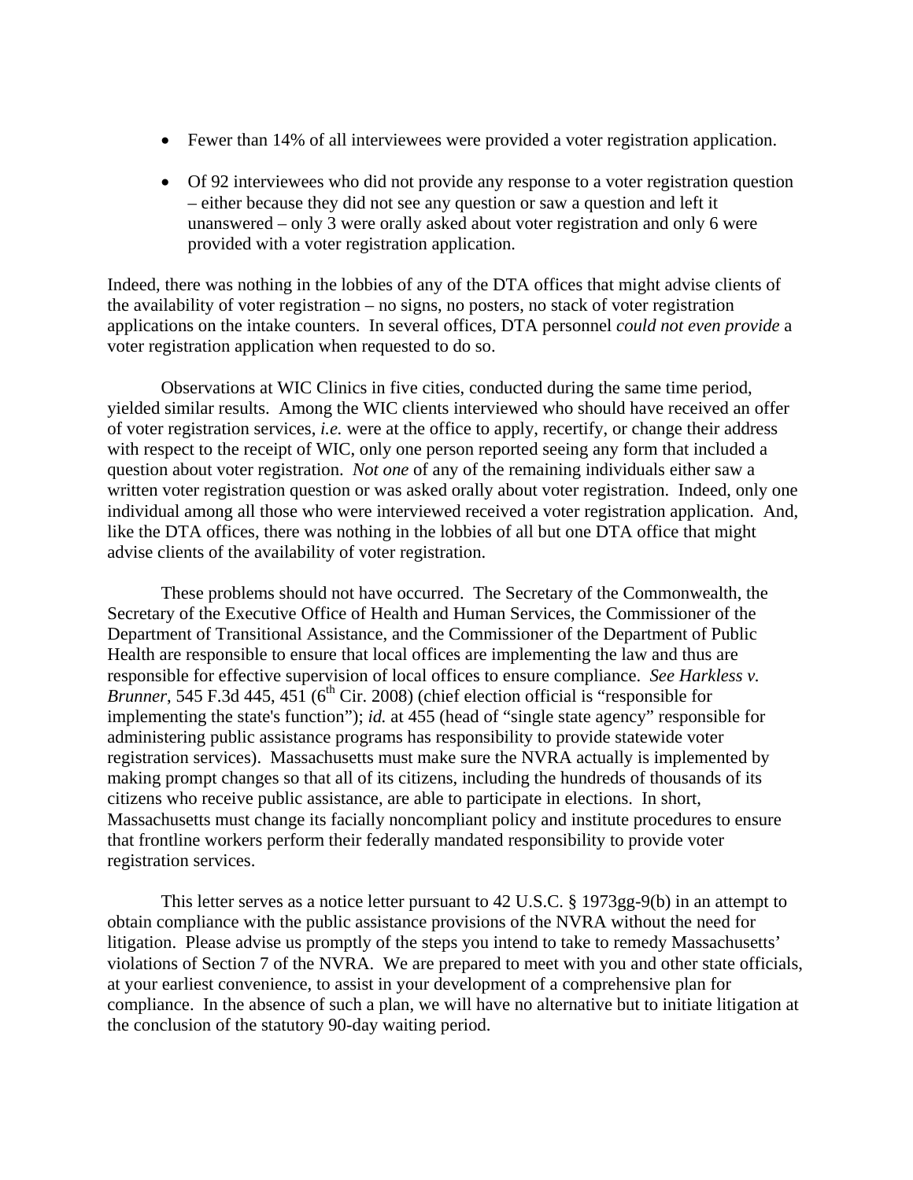- Fewer than 14% of all interviewees were provided a voter registration application.
- Of 92 interviewees who did not provide any response to a voter registration question – either because they did not see any question or saw a question and left it unanswered – only 3 were orally asked about voter registration and only 6 were provided with a voter registration application.

Indeed, there was nothing in the lobbies of any of the DTA offices that might advise clients of the availability of voter registration – no signs, no posters, no stack of voter registration applications on the intake counters. In several offices, DTA personnel *could not even provide* a voter registration application when requested to do so.

Observations at WIC Clinics in five cities, conducted during the same time period, yielded similar results. Among the WIC clients interviewed who should have received an offer of voter registration services, *i.e.* were at the office to apply, recertify, or change their address with respect to the receipt of WIC, only one person reported seeing any form that included a question about voter registration. *Not one* of any of the remaining individuals either saw a written voter registration question or was asked orally about voter registration. Indeed, only one individual among all those who were interviewed received a voter registration application. And, like the DTA offices, there was nothing in the lobbies of all but one DTA office that might advise clients of the availability of voter registration.

These problems should not have occurred. The Secretary of the Commonwealth, the Secretary of the Executive Office of Health and Human Services, the Commissioner of the Department of Transitional Assistance, and the Commissioner of the Department of Public Health are responsible to ensure that local offices are implementing the law and thus are responsible for effective supervision of local offices to ensure compliance. *See Harkless v. Brunner*, 545 F.3d 445, 451 (6th Cir. 2008) (chief election official is "responsible for implementing the state's function"); *id.* at 455 (head of "single state agency" responsible for administering public assistance programs has responsibility to provide statewide voter registration services). Massachusetts must make sure the NVRA actually is implemented by making prompt changes so that all of its citizens, including the hundreds of thousands of its citizens who receive public assistance, are able to participate in elections. In short, Massachusetts must change its facially noncompliant policy and institute procedures to ensure that frontline workers perform their federally mandated responsibility to provide voter registration services.

This letter serves as a notice letter pursuant to 42 U.S.C. § 1973gg-9(b) in an attempt to obtain compliance with the public assistance provisions of the NVRA without the need for litigation. Please advise us promptly of the steps you intend to take to remedy Massachusetts' violations of Section 7 of the NVRA. We are prepared to meet with you and other state officials, at your earliest convenience, to assist in your development of a comprehensive plan for compliance. In the absence of such a plan, we will have no alternative but to initiate litigation at the conclusion of the statutory 90-day waiting period.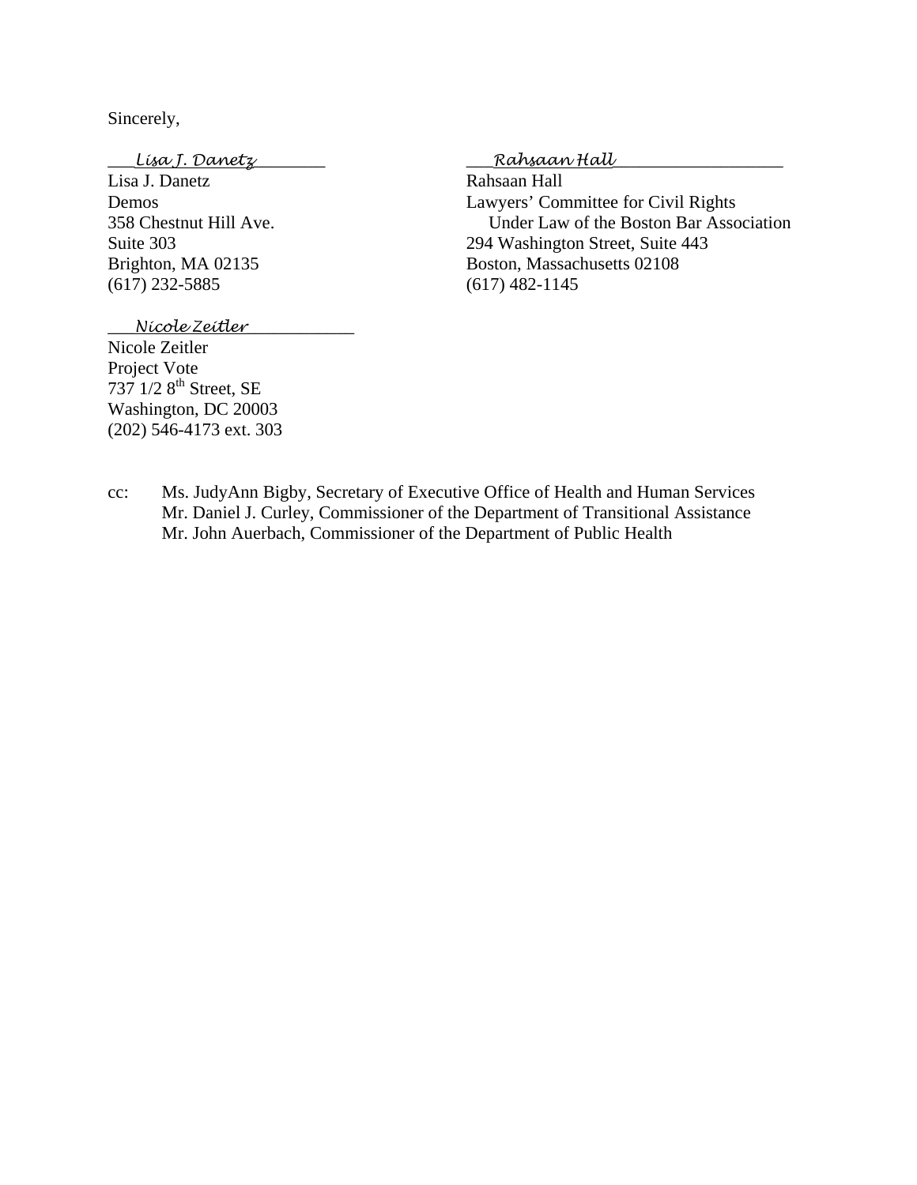Sincerely,

___*Lisa J. Danetz*________
Lisa J. Danetz
Demos
358 Chestnut Hill Ave.
Suite 303
Brighton, MA 02135
(617) 232-5885

___*Rahsaan Hall*___________________
Rahsaan Hall
Lawyers' Committee for Civil Rights
Under Law of the Boston Bar Association
294 Washington Street, Suite 443
Boston, Massachusetts 02108
(617) 482-1145

___*Nicole Zeitler*____________
Nicole Zeitler
Project Vote
737 1/2 8th Street, SE
Washington, DC 20003
(202) 546-4173 ext. 303

cc: Ms. JudyAnn Bigby, Secretary of Executive Office of Health and Human Services
Mr. Daniel J. Curley, Commissioner of the Department of Transitional Assistance
Mr. John Auerbach, Commissioner of the Department of Public Health